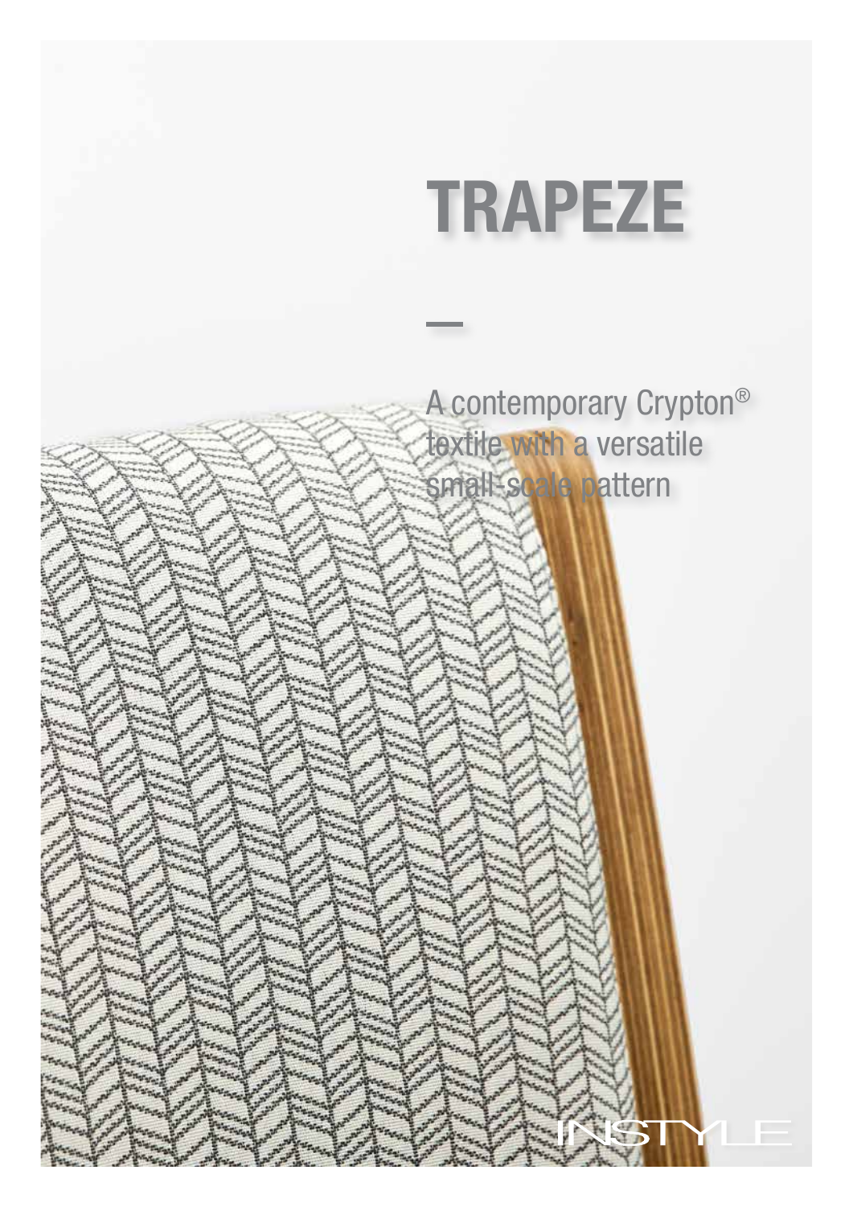# TRAPEZE

—

A contemporary Crypton® textile with a versatile small-scale pattern

INSTYLE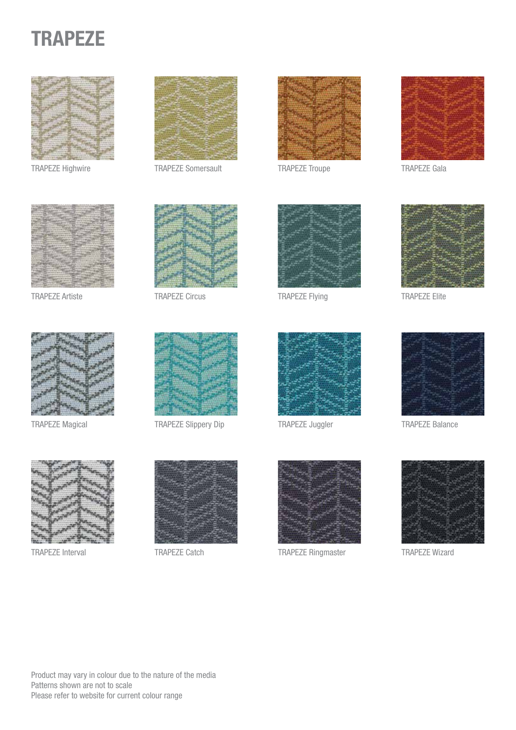# TRAPEZE

TRAPEZE Highwire

TRAPEZE Somersault

TRAPEZE Troupe

TRAPEZE Gala

TRAPEZE Artiste

TRAPEZE Circus

TRAPEZE Flying

TRAPEZE Elite

TRAPEZE Magical

TRAPEZE Slippery Dip

TRAPEZE Juggler

TRAPEZE Balance

TRAPEZE Interval

TRAPEZE Catch

TRAPEZE Ringmaster

TRAPEZE Wizard

Product may vary in colour due to the nature of the media
Patterns shown are not to scale
Please refer to website for current colour range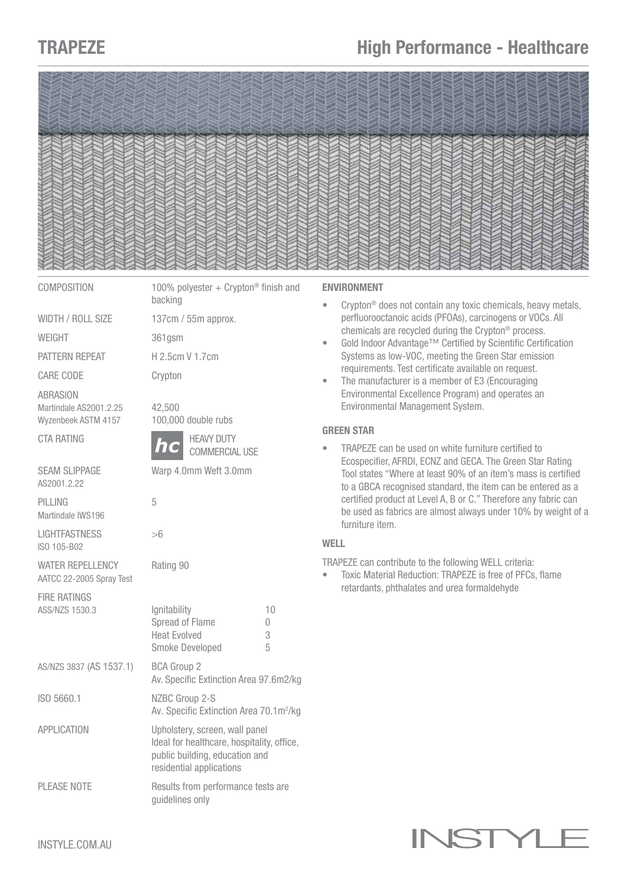# TRAPEZE

## High Performance - Healthcare

| | | |
|---|---|---|
| COMPOSITION | 100% polyester + Crypton® finish and backing | |
| WIDTH / ROLL SIZE | 137cm / 55m approx. | |
| WEIGHT | 361gsm | |
| PATTERN REPEAT | H 2.5cm V 1.7cm | |
| CARE CODE | Crypton | |
| ABRASION | | |
| Martindale AS2001.2.25 | 42,500 | |
| Wyzenbeek ASTM 4157 | 100,000 double rubs | |
| CTA RATING | hc HEAVY DUTY COMMERCIAL USE | |
| SEAM SLIPPAGE AS2001.2.22 | Warp 4.0mm Weft 3.0mm | |
| PILLING Martindale IWS196 | 5 | |
| LIGHTFASTNESS ISO 105-B02 | >6 | |
| WATER REPELLENCY AATCC 22-2005 Spray Test | Rating 90 | |
| FIRE RATINGS | | |
| ASS/NZS 1530.3 | Ignitability | 10 |
| | Spread of Flame | 0 |
| | Heat Evolved | 3 |
| | Smoke Developed | 5 |
| AS/NZS 3837 (AS 1537.1) | BCA Group 2 Av. Specific Extinction Area 97.6m2/kg | |
| ISO 5660.1 | NZBC Group 2-S Av. Specific Extinction Area 70.1m²/kg | |
| APPLICATION | Upholstery, screen, wall panel Ideal for healthcare, hospitality, office, public building, education and residential applications | |
| PLEASE NOTE | Results from performance tests are guidelines only | |

### ENVIRONMENT

- Crypton® does not contain any toxic chemicals, heavy metals, perfluorooctanoic acids (PFOAs), carcinogens or VOCs. All chemicals are recycled during the Crypton® process.
- Gold Indoor Advantage™ Certified by Scientific Certification Systems as low-VOC, meeting the Green Star emission requirements. Test certificate available on request.
- The manufacturer is a member of E3 (Encouraging Environmental Excellence Program) and operates an Environmental Management System.

### GREEN STAR

- TRAPEZE can be used on white furniture certified to Ecospecifier, AFRDI, ECNZ and GECA. The Green Star Rating Tool states "Where at least 90% of an item's mass is certified to a GBCA recognised standard, the item can be entered as a certified product at Level A, B or C." Therefore any fabric can be used as fabrics are almost always under 10% by weight of a furniture item.

### WELL

TRAPEZE can contribute to the following WELL criteria:

- Toxic Material Reduction: TRAPEZE is free of PFCs, flame retardants, phthalates and urea formaldehyde

INSTYLE.COM.AU

INSTYLE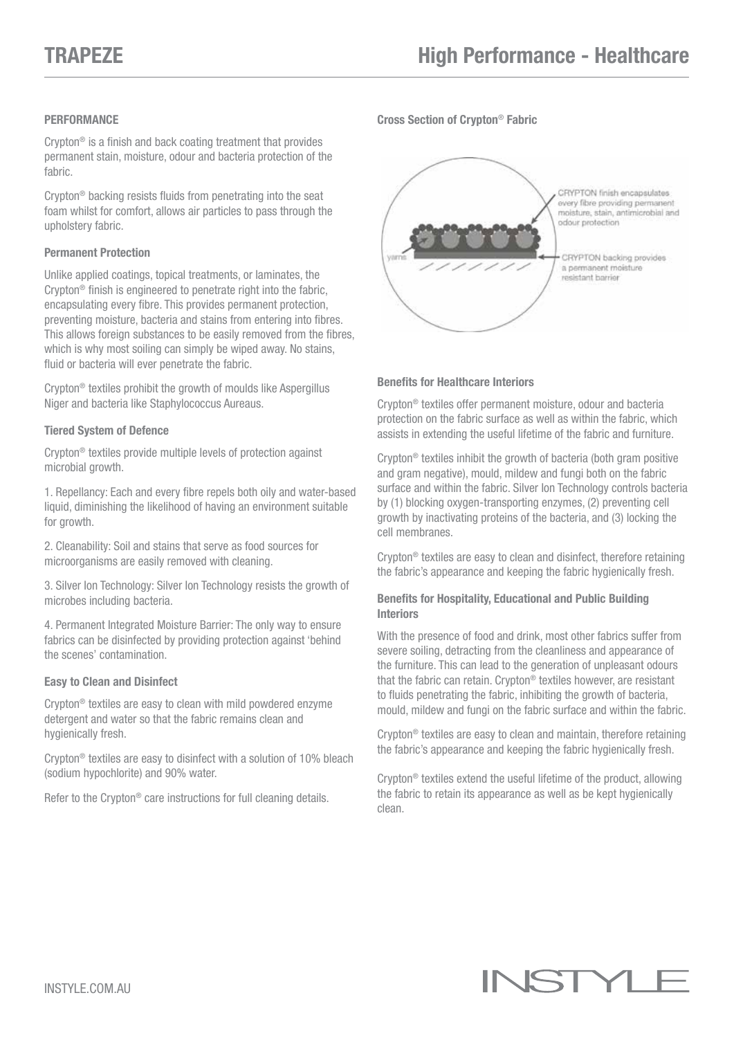# TRAPEZE

## High Performance - Healthcare

### PERFORMANCE

Crypton® is a finish and back coating treatment that provides permanent stain, moisture, odour and bacteria protection of the fabric.

Crypton® backing resists fluids from penetrating into the seat foam whilst for comfort, allows air particles to pass through the upholstery fabric.

### Permanent Protection

Unlike applied coatings, topical treatments, or laminates, the Crypton® finish is engineered to penetrate right into the fabric, encapsulating every fibre. This provides permanent protection, preventing moisture, bacteria and stains from entering into fibres. This allows foreign substances to be easily removed from the fibres, which is why most soiling can simply be wiped away. No stains, fluid or bacteria will ever penetrate the fabric.

Crypton® textiles prohibit the growth of moulds like Aspergillus Niger and bacteria like Staphylococcus Aureaus.

### Tiered System of Defence

Crypton® textiles provide multiple levels of protection against microbial growth.

1. Repellancy: Each and every fibre repels both oily and water-based liquid, diminishing the likelihood of having an environment suitable for growth.

2. Cleanability: Soil and stains that serve as food sources for microorganisms are easily removed with cleaning.

3. Silver Ion Technology: Silver Ion Technology resists the growth of microbes including bacteria.

4. Permanent Integrated Moisture Barrier: The only way to ensure fabrics can be disinfected by providing protection against 'behind the scenes' contamination.

### Easy to Clean and Disinfect

Crypton® textiles are easy to clean with mild powdered enzyme detergent and water so that the fabric remains clean and hygienically fresh.

Crypton® textiles are easy to disinfect with a solution of 10% bleach (sodium hypochlorite) and 90% water.

Refer to the Crypton® care instructions for full cleaning details.

### Cross Section of Crypton® Fabric

yarns

CRYPTON finish encapsulates every fibre providing permanent moisture, stain, antimicrobial and odour protection

CRYPTON backing provides a permanent moisture resistant barrier

### Benefits for Healthcare Interiors

Crypton® textiles offer permanent moisture, odour and bacteria protection on the fabric surface as well as within the fabric, which assists in extending the useful lifetime of the fabric and furniture.

Crypton® textiles inhibit the growth of bacteria (both gram positive and gram negative), mould, mildew and fungi both on the fabric surface and within the fabric. Silver Ion Technology controls bacteria by (1) blocking oxygen-transporting enzymes, (2) preventing cell growth by inactivating proteins of the bacteria, and (3) locking the cell membranes.

Crypton® textiles are easy to clean and disinfect, therefore retaining the fabric's appearance and keeping the fabric hygienically fresh.

### Benefits for Hospitality, Educational and Public Building Interiors

With the presence of food and drink, most other fabrics suffer from severe soiling, detracting from the cleanliness and appearance of the furniture. This can lead to the generation of unpleasant odours that the fabric can retain. Crypton® textiles however, are resistant to fluids penetrating the fabric, inhibiting the growth of bacteria, mould, mildew and fungi on the fabric surface and within the fabric.

Crypton® textiles are easy to clean and maintain, therefore retaining the fabric's appearance and keeping the fabric hygienically fresh.

Crypton® textiles extend the useful lifetime of the product, allowing the fabric to retain its appearance as well as be kept hygienically clean.